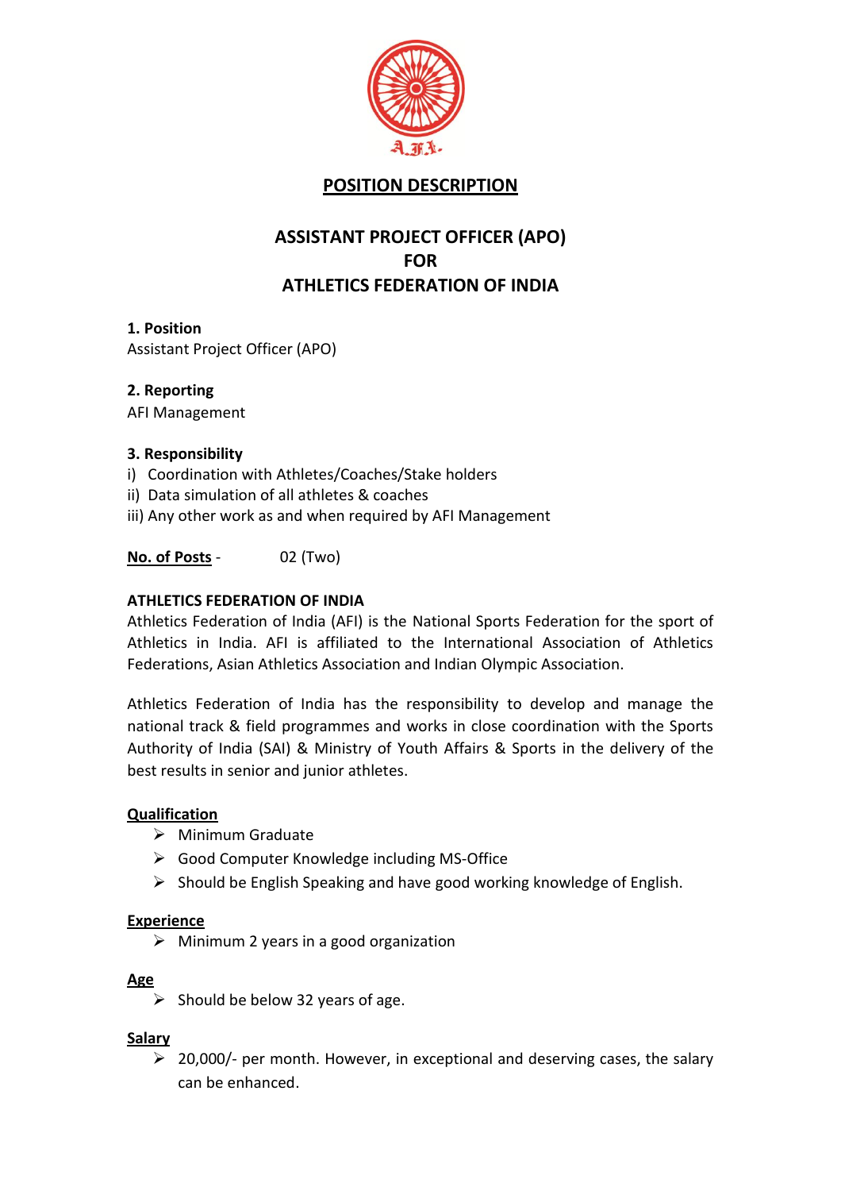# POSITION DESCRIPTION

## ASSISTANT PROJECT OFFICER (APO) FOR ATHLETICS FEDERATION OF INDIA

**1. Position**
Assistant Project Officer (APO)

**2. Reporting**
AFI Management

**3. Responsibility**
i) Coordination with Athletes/Coaches/Stake holders
ii) Data simulation of all athletes & coaches
iii) Any other work as and when required by AFI Management

**No. of Posts** - 02 (Two)

**ATHLETICS FEDERATION OF INDIA**
Athletics Federation of India (AFI) is the National Sports Federation for the sport of Athletics in India. AFI is affiliated to the International Association of Athletics Federations, Asian Athletics Association and Indian Olympic Association.

Athletics Federation of India has the responsibility to develop and manage the national track & field programmes and works in close coordination with the Sports Authority of India (SAI) & Ministry of Youth Affairs & Sports in the delivery of the best results in senior and junior athletes.

**Qualification**

- Minimum Graduate
- Good Computer Knowledge including MS-Office
- Should be English Speaking and have good working knowledge of English.

**Experience**

- Minimum 2 years in a good organization

**Age**

- Should be below 32 years of age.

**Salary**

- 20,000/- per month. However, in exceptional and deserving cases, the salary can be enhanced.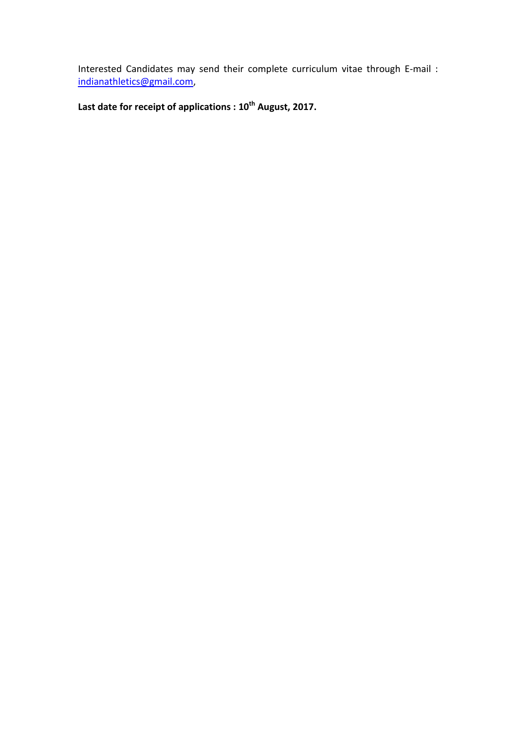Interested Candidates may send their complete curriculum vitae through E-mail : indianathletics@gmail.com,

**Last date for receipt of applications : 10th August, 2017.**